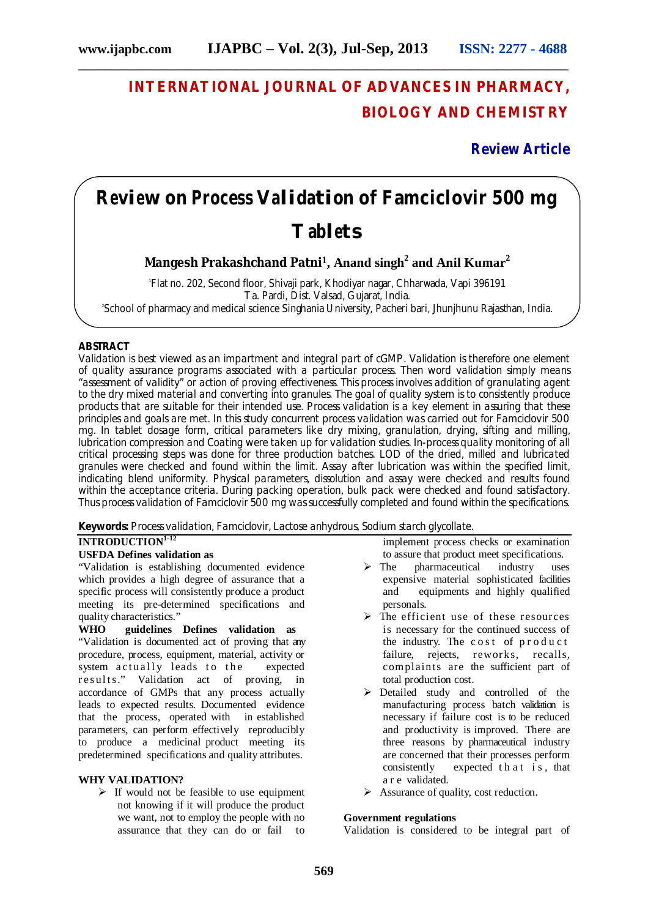# INTERNATIONAL JOURNAL OF ADVANCES IN PHARMACY, BIOLOGY AND CHEMISTRY

**Review Article**

# Review on Process Validation of Famciclovir 500 mg Tablets

**Mangesh Prakashchand Patni[1], Anand singh[2] and Anil Kumar[2]**

[1]Flat no. 202, Second floor, Shivaji park, Khodiyar nagar, Chharwada, Vapi 396191 Ta. Pardi, Dist. Valsad, Gujarat, India.
[2]School of pharmacy and medical science Singhania University, Pacheri bari, Jhunjhunu Rajasthan, India.

## ABSTRACT

Validation is best viewed as an impartment and integral part of cGMP. Validation is therefore one element of quality assurance programs associated with a particular process. Then word validation simply means "assessment of validity" or action of proving effectiveness. This process involves addition of granulating agent to the dry mixed material and converting into granules. The goal of quality system is to consistently produce products that are suitable for their intended use. Process validation is a key element in assuring that these principles and goals are met. In this study concurrent process validation was carried out for Famciclovir 500 mg. In tablet dosage form, critical parameters like dry mixing, granulation, drying, sifting and milling, lubrication compression and Coating were taken up for validation studies. In-process quality monitoring of all critical processing steps was done for three production batches. LOD of the dried, milled and lubricated granules were checked and found within the limit. Assay after lubrication was within the specified limit, indicating blend uniformity. Physical parameters, dissolution and assay were checked and results found within the acceptance criteria. During packing operation, bulk pack were checked and found satisfactory. Thus process validation of Famciclovir 500 mg was successfully completed and found within the specifications.

**Keywords:** Process validation, Famciclovir, Lactose anhydrous, Sodium starch glycollate.

## INTRODUCTION[1-12]

### USFDA Defines validation as

"Validation is establishing documented evidence which provides a high degree of assurance that a specific process will consistently produce a product meeting its pre-determined specifications and quality characteristics."

**WHO guidelines Defines validation as**
"Validation is documented act of proving that any procedure, process, equipment, material, activity or system actually leads to the expected results." Validation act of proving, in accordance of GMPs that any process actually leads to expected results. Documented evidence that the process, operated with in established parameters, can perform effectively reproducibly to produce a medicinal product meeting its predetermined specifications and quality attributes.

### WHY VALIDATION?

- If would not be feasible to use equipment not knowing if it will produce the product we want, not to employ the people with no assurance that they can do or fail to implement process checks or examination to assure that product meet specifications.
- The pharmaceutical industry uses expensive material sophisticated facilities and equipments and highly qualified personals.
- The efficient use of these resources is necessary for the continued success of the industry. The cost of product failure, rejects, reworks, recalls, complaints are the sufficient part of total production cost.
- Detailed study and controlled of the manufacturing process batch validation is necessary if failure cost is to be reduced and productivity is improved. There are three reasons by pharmaceutical industry are concerned that their processes perform consistently expected that is, that are validated.
- Assurance of quality, cost reduction.

### Government regulations

Validation is considered to be integral part of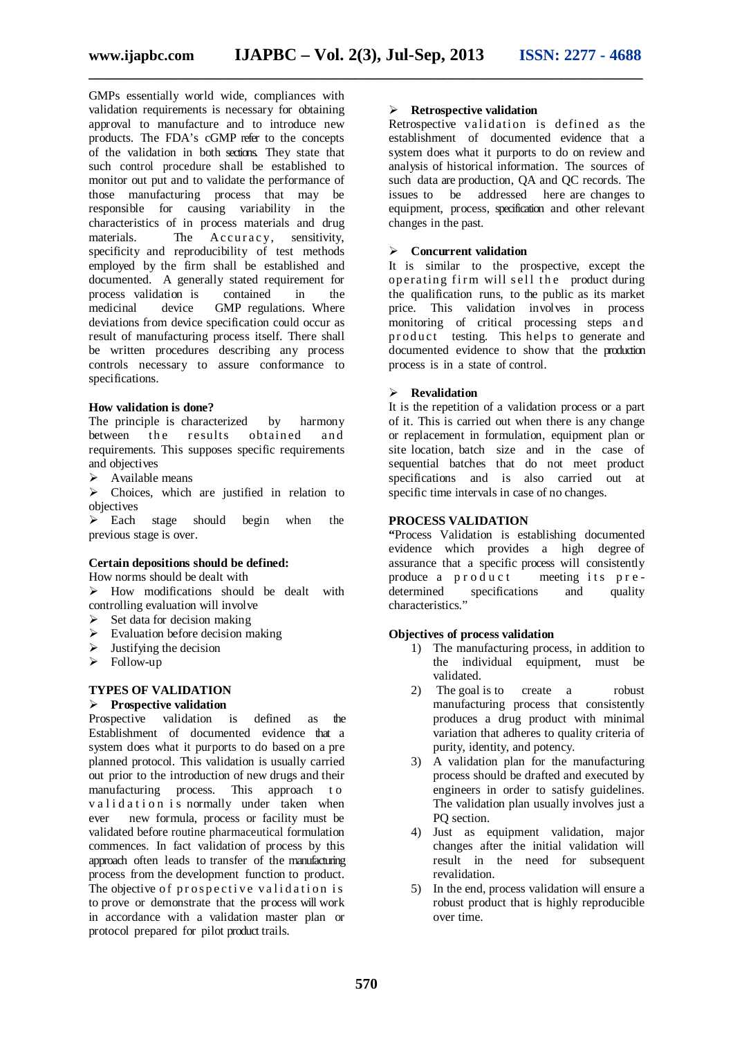GMPs essentially world wide, compliances with validation requirements is necessary for obtaining approval to manufacture and to introduce new products. The FDA's cGMP refer to the concepts of the validation in both sections. They state that such control procedure shall be established to monitor out put and to validate the performance of those manufacturing process that may be responsible for causing variability in the characteristics of in process materials and drug materials. The Accuracy, sensitivity, specificity and reproducibility of test methods employed by the firm shall be established and documented. A generally stated requirement for process validation is contained in the medicinal device GMP regulations. Where deviations from device specification could occur as result of manufacturing process itself. There shall be written procedures describing any process controls necessary to assure conformance to specifications.

**How validation is done?**

The principle is characterized by harmony between the results obtained and requirements. This supposes specific requirements and objectives

- Available means
- Choices, which are justified in relation to objectives
- Each stage should begin when the previous stage is over.

**Certain depositions should be defined:**

How norms should be dealt with

- How modifications should be dealt with controlling evaluation will involve
- Set data for decision making
- Evaluation before decision making
- Justifying the decision
- Follow-up

**TYPES OF VALIDATION**

- **Prospective validation**

Prospective validation is defined as the Establishment of documented evidence that a system does what it purports to do based on a pre planned protocol. This validation is usually carried out prior to the introduction of new drugs and their manufacturing process. This approach to validation is normally under taken when ever new formula, process or facility must be validated before routine pharmaceutical formulation commences. In fact validation of process by this approach often leads to transfer of the manufacturing process from the development function to product. The objective of prospective validation is to prove or demonstrate that the process will work in accordance with a validation master plan or protocol prepared for pilot product trails.

- **Retrospective validation**

Retrospective validation is defined as the establishment of documented evidence that a system does what it purports to do on review and analysis of historical information. The sources of such data are production, QA and QC records. The issues to be addressed here are changes to equipment, process, specification and other relevant changes in the past.

- **Concurrent validation**

It is similar to the prospective, except the operating firm will sell the product during the qualification runs, to the public as its market price. This validation involves in process monitoring of critical processing steps and product testing. This helps to generate and documented evidence to show that the production process is in a state of control.

- **Revalidation**

It is the repetition of a validation process or a part of it. This is carried out when there is any change or replacement in formulation, equipment plan or site location, batch size and in the case of sequential batches that do not meet product specifications and is also carried out at specific time intervals in case of no changes.

**PROCESS VALIDATION**

**"**Process Validation is establishing documented evidence which provides a high degree of assurance that a specific process will consistently produce a product meeting its pre-determined specifications and quality characteristics."

**Objectives of process validation**

1) The manufacturing process, in addition to the individual equipment, must be validated.
2) The goal is to create a robust manufacturing process that consistently produces a drug product with minimal variation that adheres to quality criteria of purity, identity, and potency.
3) A validation plan for the manufacturing process should be drafted and executed by engineers in order to satisfy guidelines. The validation plan usually involves just a PQ section.
4) Just as equipment validation, major changes after the initial validation will result in the need for subsequent revalidation.
5) In the end, process validation will ensure a robust product that is highly reproducible over time.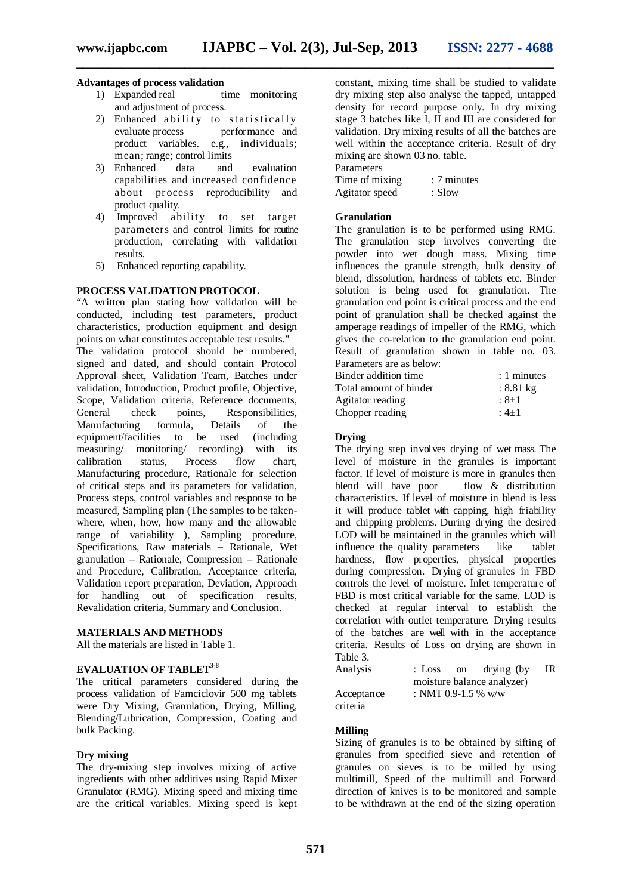**Advantages of process validation**

1) Expanded real time monitoring and adjustment of process.
2) Enhanced ability to statistically evaluate process performance and product variables. e.g., individuals; mean; range; control limits
3) Enhanced data and evaluation capabilities and increased confidence about process reproducibility and product quality.
4) Improved ability to set target parameters and control limits for routine production, correlating with validation results.
5) Enhanced reporting capability.

**PROCESS VALIDATION PROTOCOL**

"A written plan stating how validation will be conducted, including test parameters, product characteristics, production equipment and design points on what constitutes acceptable test results."

The validation protocol should be numbered, signed and dated, and should contain Protocol Approval sheet, Validation Team, Batches under validation, Introduction, Product profile, Objective, Scope, Validation criteria, Reference documents, General check points, Responsibilities, Manufacturing formula, Details of the equipment/facilities to be used (including measuring/ monitoring/ recording) with its calibration status, Process flow chart, Manufacturing procedure, Rationale for selection of critical steps and its parameters for validation, Process steps, control variables and response to be measured, Sampling plan (The samples to be taken-where, when, how, how many and the allowable range of variability ), Sampling procedure, Specifications, Raw materials – Rationale, Wet granulation – Rationale, Compression – Rationale and Procedure, Calibration, Acceptance criteria, Validation report preparation, Deviation, Approach for handling out of specification results, Revalidation criteria, Summary and Conclusion.

**MATERIALS AND METHODS**

All the materials are listed in Table 1.

**EVALUATION OF TABLET[3-8]**

The critical parameters considered during the process validation of Famciclovir 500 mg tablets were Dry Mixing, Granulation, Drying, Milling, Blending/Lubrication, Compression, Coating and bulk Packing.

**Dry mixing**

The dry-mixing step involves mixing of active ingredients with other additives using Rapid Mixer Granulator (RMG). Mixing speed and mixing time are the critical variables. Mixing speed is kept constant, mixing time shall be studied to validate dry mixing step also analyse the tapped, untapped density for record purpose only. In dry mixing stage 3 batches like I, II and III are considered for validation. Dry mixing results of all the batches are well within the acceptance criteria. Result of dry mixing are shown 03 no. table.

Parameters

| | |
|---|---|
| Time of mixing | : 7 minutes |
| Agitator speed | : Slow |

**Granulation**

The granulation is to be performed using RMG. The granulation step involves converting the powder into wet dough mass. Mixing time influences the granule strength, bulk density of blend, dissolution, hardness of tablets etc. Binder solution is being used for granulation. The granulation end point is critical process and the end point of granulation shall be checked against the amperage readings of impeller of the RMG, which gives the co-relation to the granulation end point. Result of granulation shown in table no. 03. Parameters are as below:

| | |
|---|---|
| Binder addition time | : 1 minutes |
| Total amount of binder | : 8.81 kg |
| Agitator reading | : 8±1 |
| Chopper reading | : 4±1 |

**Drying**

The drying step involves drying of wet mass. The level of moisture in the granules is important factor. If level of moisture is more in granules then blend will have poor flow & distribution characteristics. If level of moisture in blend is less it will produce tablet with capping, high friability and chipping problems. During drying the desired LOD will be maintained in the granules which will influence the quality parameters like tablet hardness, flow properties, physical properties during compression. Drying of granules in FBD controls the level of moisture. Inlet temperature of FBD is most critical variable for the same. LOD is checked at regular interval to establish the correlation with outlet temperature. Drying results of the batches are well with in the acceptance criteria. Results of Loss on drying are shown in Table 3.

| | |
|---|---|
| Analysis | : Loss on drying (by IR moisture balance analyzer) |
| Acceptance criteria | : NMT 0.9-1.5 % w/w |

**Milling**

Sizing of granules is to be obtained by sifting of granules from specified sieve and retention of granules on sieves is to be milled by using multimill, Speed of the multimill and Forward direction of knives is to be monitored and sample to be withdrawn at the end of the sizing operation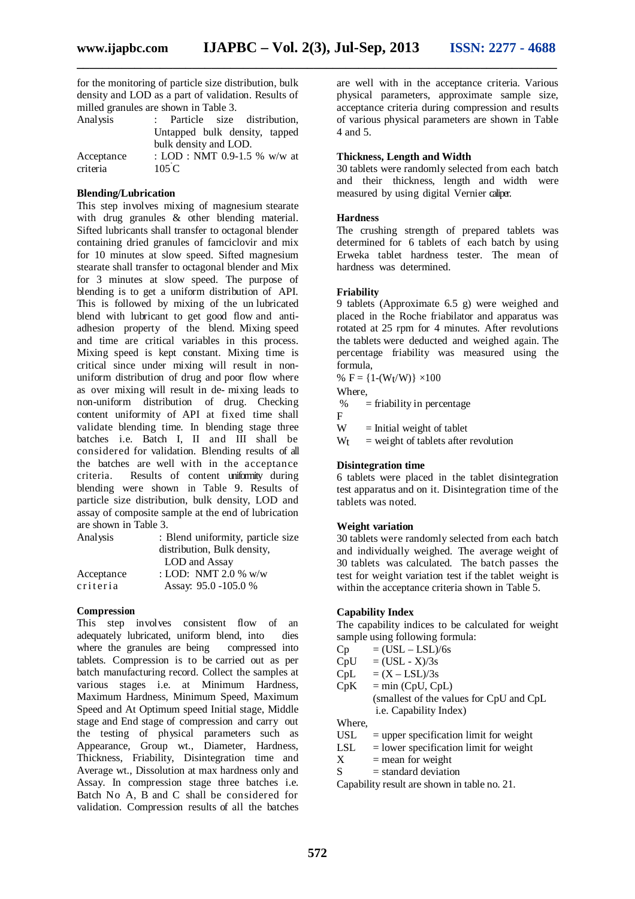for the monitoring of particle size distribution, bulk density and LOD as a part of validation. Results of milled granules are shown in Table 3.

| | |
|---|---|
| Analysis | : Particle size distribution, Untapped bulk density, tapped bulk density and LOD. |
| Acceptance criteria | : LOD : NMT 0.9-1.5 % w/w at 105°C |

**Blending/Lubrication**

This step involves mixing of magnesium stearate with drug granules & other blending material. Sifted lubricants shall transfer to octagonal blender containing dried granules of famciclovir and mix for 10 minutes at slow speed. Sifted magnesium stearate shall transfer to octagonal blender and Mix for 3 minutes at slow speed. The purpose of blending is to get a uniform distribution of API. This is followed by mixing of the un lubricated blend with lubricant to get good flow and anti-adhesion property of the blend. Mixing speed and time are critical variables in this process. Mixing speed is kept constant. Mixing time is critical since under mixing will result in non-uniform distribution of drug and poor flow where as over mixing will result in de- mixing leads to non-uniform distribution of drug. Checking content uniformity of API at fixed time shall validate blending time. In blending stage three batches i.e. Batch I, II and III shall be considered for validation. Blending results of all the batches are well with in the acceptance criteria. Results of content uniformity during blending were shown in Table 9. Results of particle size distribution, bulk density, LOD and assay of composite sample at the end of lubrication are shown in Table 3.

| | |
|---|---|
| Analysis | : Blend uniformity, particle size distribution, Bulk density, LOD and Assay |
| Acceptance criteria | : LOD: NMT 2.0 % w/w<br>Assay: 95.0 -105.0 % |

**Compression**

This step involves consistent flow of an adequately lubricated, uniform blend, into dies where the granules are being compressed into tablets. Compression is to be carried out as per batch manufacturing record. Collect the samples at various stages i.e. at Minimum Hardness, Maximum Hardness, Minimum Speed, Maximum Speed and At Optimum speed Initial stage, Middle stage and End stage of compression and carry out the testing of physical parameters such as Appearance, Group wt., Diameter, Hardness, Thickness, Friability, Disintegration time and Average wt., Dissolution at max hardness only and Assay. In compression stage three batches i.e. Batch No A, B and C shall be considered for validation. Compression results of all the batches are well with in the acceptance criteria. Various physical parameters, approximate sample size, acceptance criteria during compression and results of various physical parameters are shown in Table 4 and 5.

**Thickness, Length and Width**

30 tablets were randomly selected from each batch and their thickness, length and width were measured by using digital Vernier caliper.

**Hardness**

The crushing strength of prepared tablets was determined for 6 tablets of each batch by using Erweka tablet hardness tester. The mean of hardness was determined.

**Friability**

9 tablets (Approximate 6.5 g) were weighed and placed in the Roche friabilator and apparatus was rotated at 25 rpm for 4 minutes. After revolutions the tablets were deducted and weighed again. The percentage friability was measured using the formula,

$$\% F = \{1-(W_t/W)\} \times 100$$

Where,

% F = friability in percentage

W = Initial weight of tablet

$W_t$ = weight of tablets after revolution

**Disintegration time**

6 tablets were placed in the tablet disintegration test apparatus and on it. Disintegration time of the tablets was noted.

**Weight variation**

30 tablets were randomly selected from each batch and individually weighed. The average weight of 30 tablets was calculated. The batch passes the test for weight variation test if the tablet weight is within the acceptance criteria shown in Table 5.

**Capability Index**

The capability indices to be calculated for weight sample using following formula:

$Cp = (USL – LSL)/6s$

$CpU = (USL - X)/3s$

$CpL = (X – LSL)/3s$

$CpK = \min (CpU, CpL)$ (smallest of the values for CpU and CpL i.e. Capability Index)

Where,

USL = upper specification limit for weight

LSL = lower specification limit for weight

X = mean for weight

S = standard deviation

Capability result are shown in table no. 21.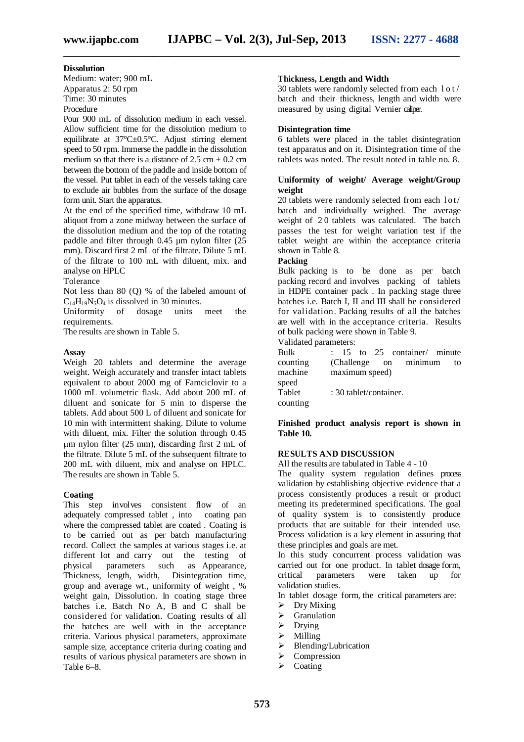**Dissolution**

Medium: water; 900 mL

Apparatus 2: 50 rpm

Time: 30 minutes

Procedure

Pour 900 mL of dissolution medium in each vessel. Allow sufficient time for the dissolution medium to equilibrate at 37°C±0.5°C. Adjust stirring element speed to 50 rpm. Immerse the paddle in the dissolution medium so that there is a distance of 2.5 cm ± 0.2 cm between the bottom of the paddle and inside bottom of the vessel. Put tablet in each of the vessels taking care to exclude air bubbles from the surface of the dosage form unit. Start the apparatus.

At the end of the specified time, withdraw 10 mL aliquot from a zone midway between the surface of the dissolution medium and the top of the rotating paddle and filter through 0.45 µm nylon filter (25 mm). Discard first 2 mL of the filtrate. Dilute 5 mL of the filtrate to 100 mL with diluent, mix. and analyse on HPLC

Tolerance

Not less than 80 (Q) % of the labeled amount of $C_{14}H_{19}N_5O_4$ is dissolved in 30 minutes.

Uniformity of dosage units meet the requirements.

The results are shown in Table 5.

**Assay**

Weigh 20 tablets and determine the average weight. Weigh accurately and transfer intact tablets equivalent to about 2000 mg of Famciclovir to a 1000 mL volumetric flask. Add about 200 mL of diluent and sonicate for 5 min to disperse the tablets. Add about 500 L of diluent and sonicate for 10 min with intermittent shaking. Dilute to volume with diluent, mix. Filter the solution through 0.45 µm nylon filter (25 mm), discarding first 2 mL of the filtrate. Dilute 5 mL of the subsequent filtrate to 200 mL with diluent, mix and analyse on HPLC. The results are shown in Table 5.

**Coating**

This step involves consistent flow of an adequately compressed tablet , into coating pan where the compressed tablet are coated . Coating is to be carried out as per batch manufacturing record. Collect the samples at various stages i.e. at different lot and carry out the testing of physical parameters such as Appearance, Thickness, length, width, Disintegration time, group and average wt., uniformity of weight , % weight gain, Dissolution. In coating stage three batches i.e. Batch No A, B and C shall be considered for validation. Coating results of all the batches are well with in the acceptance criteria. Various physical parameters, approximate sample size, acceptance criteria during coating and results of various physical parameters are shown in Table 6–8.

**Thickness, Length and Width**

30 tablets were randomly selected from each lot/ batch and their thickness, length and width were measured by using digital Vernier caliper.

**Disintegration time**

6 tablets were placed in the tablet disintegration test apparatus and on it. Disintegration time of the tablets was noted. The result noted in table no. 8.

**Uniformity of weight/ Average weight/Group weight**

20 tablets were randomly selected from each lot/ batch and individually weighed. The average weight of 20 tablets was calculated. The batch passes the test for weight variation test if the tablet weight are within the acceptance criteria shown in Table 8.

**Packing**

Bulk packing is to be done as per batch packing record and involves packing of tablets in HDPE container pack . In packing stage three batches i.e. Batch I, II and III shall be considered for validation. Packing results of all the batches are well with in the acceptance criteria. Results of bulk packing were shown in Table 9.

Validated parameters:

| | |
|---|---|
| Bulk counting machine speed | : 15 to 25 container/ minute (Challenge on minimum to maximum speed) |
| Tablet counting | : 30 tablet/container. |

**Finished product analysis report is shown in Table 10.**

**RESULTS AND DISCUSSION**

All the results are tabulated in Table 4 - 10

The quality system regulation defines process validation by establishing objective evidence that a process consistently produces a result or product meeting its predetermined specifications. The goal of quality system is to consistently produce products that are suitable for their intended use. Process validation is a key element in assuring that these principles and goals are met.

In this study concurrent process validation was carried out for one product. In tablet dosage form, critical parameters were taken up for validation studies.

In tablet dosage form, the critical parameters are:

- Dry Mixing
- Granulation
- Drying
- Milling
- Blending/Lubrication
- Compression
- Coating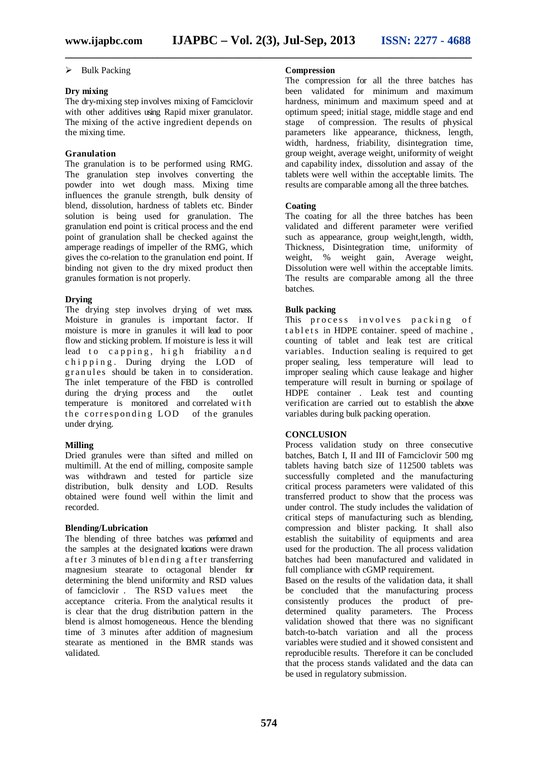- Bulk Packing

**Dry mixing**

The dry-mixing step involves mixing of Famciclovir with other additives using Rapid mixer granulator. The mixing of the active ingredient depends on the mixing time.

**Granulation**

The granulation is to be performed using RMG. The granulation step involves converting the powder into wet dough mass. Mixing time influences the granule strength, bulk density of blend, dissolution, hardness of tablets etc. Binder solution is being used for granulation. The granulation end point is critical process and the end point of granulation shall be checked against the amperage readings of impeller of the RMG, which gives the co-relation to the granulation end point. If binding not given to the dry mixed product then granules formation is not properly.

**Drying**

The drying step involves drying of wet mass. Moisture in granules is important factor. If moisture is more in granules it will lead to poor flow and sticking problem. If moisture is less it will lead to capping, high friability and chipping. During drying the LOD of granules should be taken in to consideration. The inlet temperature of the FBD is controlled during the drying process and the outlet temperature is monitored and correlated with the corresponding LOD of the granules under drying.

**Milling**

Dried granules were than sifted and milled on multimill. At the end of milling, composite sample was withdrawn and tested for particle size distribution, bulk density and LOD. Results obtained were found well within the limit and recorded.

**Blending/Lubrication**

The blending of three batches was performed and the samples at the designated locations were drawn after 3 minutes of blending after transferring magnesium stearate to octagonal blender for determining the blend uniformity and RSD values of famciclovir . The RSD values meet the acceptance criteria. From the analytical results it is clear that the drug distribution pattern in the blend is almost homogeneous. Hence the blending time of 3 minutes after addition of magnesium stearate as mentioned in the BMR stands was validated.

**Compression**

The compression for all the three batches has been validated for minimum and maximum hardness, minimum and maximum speed and at optimum speed; initial stage, middle stage and end stage of compression. The results of physical parameters like appearance, thickness, length, width, hardness, friability, disintegration time, group weight, average weight, uniformity of weight and capability index, dissolution and assay of the tablets were well within the acceptable limits. The results are comparable among all the three batches.

**Coating**

The coating for all the three batches has been validated and different parameter were verified such as appearance, group weight,length, width, Thickness, Disintegration time, uniformity of weight, % weight gain, Average weight, Dissolution were well within the acceptable limits. The results are comparable among all the three batches.

**Bulk packing**

This process involves packing of tablets in HDPE container. speed of machine , counting of tablet and leak test are critical variables. Induction sealing is required to get proper sealing, less temperature will lead to improper sealing which cause leakage and higher temperature will result in burning or spoilage of HDPE container . Leak test and counting verification are carried out to establish the above variables during bulk packing operation.

**CONCLUSION**

Process validation study on three consecutive batches, Batch I, II and III of Famciclovir 500 mg tablets having batch size of 112500 tablets was successfully completed and the manufacturing critical process parameters were validated of this transferred product to show that the process was under control. The study includes the validation of critical steps of manufacturing such as blending, compression and blister packing. It shall also establish the suitability of equipments and area used for the production. The all process validation batches had been manufactured and validated in full compliance with cGMP requirement.

Based on the results of the validation data, it shall be concluded that the manufacturing process consistently produces the product of pre-determined quality parameters. The Process validation showed that there was no significant batch-to-batch variation and all the process variables were studied and it showed consistent and reproducible results. Therefore it can be concluded that the process stands validated and the data can be used in regulatory submission.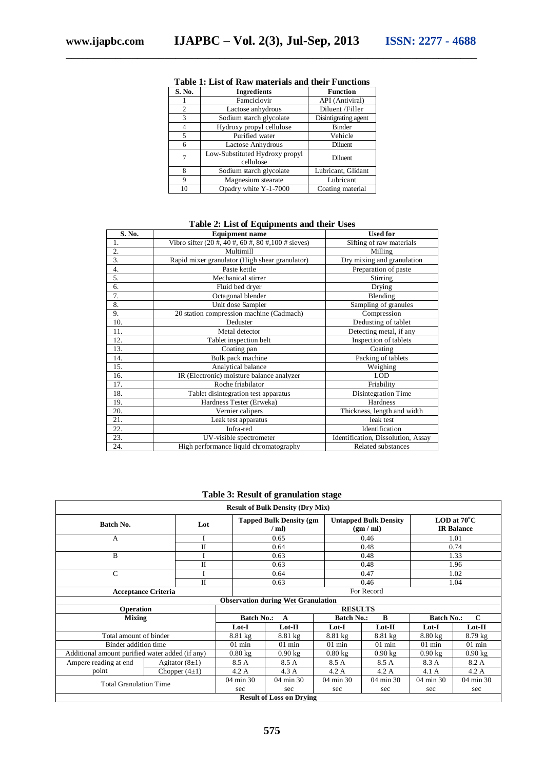**Table 1: List of Raw materials and their Functions**

| S. No. | Ingredients | Function |
|---|---|---|
| 1 | Famciclovir | API (Antiviral) |
| 2 | Lactose anhydrous | Diluent /Filler |
| 3 | Sodium starch glycolate | Disintigrating agent |
| 4 | Hydroxy propyl cellulose | Binder |
| 5 | Purified water | Vehicle |
| 6 | Lactose Anhydrous | Diluent |
| 7 | Low-Substituted Hydroxy propyl cellulose | Diluent |
| 8 | Sodium starch glycolate | Lubricant, Glidant |
| 9 | Magnesium stearate | Lubricant |
| 10 | Opadry white Y-1-7000 | Coating material |

**Table 2: List of Equipments and their Uses**

| S. No. | Equipment name | Used for |
|---|---|---|
| 1. | Vibro sifter (20 #, 40 #, 60 #, 80 #,100 # sieves) | Sifting of raw materials |
| 2. | Multimill | Milling |
| 3. | Rapid mixer granulator (High shear granulator) | Dry mixing and granulation |
| 4. | Paste kettle | Preparation of paste |
| 5. | Mechanical stirrer | Stirring |
| 6. | Fluid bed dryer | Drying |
| 7. | Octagonal blender | Blending |
| 8. | Unit dose Sampler | Sampling of granules |
| 9. | 20 station compression machine (Cadmach) | Compression |
| 10. | Deduster | Dedusting of tablet |
| 11. | Metal detector | Detecting metal, if any |
| 12. | Tablet inspection belt | Inspection of tablets |
| 13. | Coating pan | Coating |
| 14. | Bulk pack machine | Packing of tablets |
| 15. | Analytical balance | Weighing |
| 16. | IR (Electronic) moisture balance analyzer | LOD |
| 17. | Roche friabilator | Friability |
| 18. | Tablet disintegration test apparatus | Disintegration Time |
| 19. | Hardness Tester (Erweka) | Hardness |
| 20. | Vernier calipers | Thickness, length and width |
| 21. | Leak test apparatus | leak test |
| 22. | Infra-red | Identification |
| 23. | UV-visible spectrometer | Identification, Dissolution, Assay |
| 24. | High performance liquid chromatography | Related substances |

**Table 3: Result of granulation stage**

**Result of Bulk Density (Dry Mix)**

| Batch No. | Lot | Tapped Bulk Density (gm / ml) | Untapped Bulk Density (gm / ml) | LOD at 70°C IR Balance |
|---|---|---|---|---|
| A | I | 0.65 | 0.46 | 1.01 |
| | II | 0.64 | 0.48 | 0.74 |
| B | I | 0.63 | 0.48 | 1.33 |
| | II | 0.63 | 0.48 | 1.96 |
| C | I | 0.64 | 0.47 | 1.02 |
| | II | 0.63 | 0.46 | 1.04 |
| Acceptance Criteria | | For Record | | |

**Observation during Wet Granulation**

| Operation | | RESULTS | | | | | |
|---|---|---|---|---|---|---|---|
| Mixing | | Batch No.: A | | Batch No.: B | | Batch No.: C | |
| | | Lot-I | Lot-II | Lot-I | Lot-II | Lot-I | Lot-II |
| Total amount of binder | | 8.81 kg | 8.81 kg | 8.81 kg | 8.81 kg | 8.80 kg | 8.79 kg |
| Binder addition time | | 01 min | 01 min | 01 min | 01 min | 01 min | 01 min |
| Additional amount purified water added (if any) | | 0.80 kg | 0.90 kg | 0.80 kg | 0.90 kg | 0.90 kg | 0.90 kg |
| Ampere reading at end point | Agitator (8±1) | 8.5 A | 8.5 A | 8.5 A | 8.5 A | 8.3 A | 8.2 A |
| | Chopper (4±1) | 4.2 A | 4.3 A | 4.2 A | 4.2 A | 4.1 A | 4.2 A |
| Total Granulation Time | | 04 min 30 sec | 04 min 30 sec | 04 min 30 sec | 04 min 30 sec | 04 min 30 sec | 04 min 30 sec |

**Result of Loss on Drying**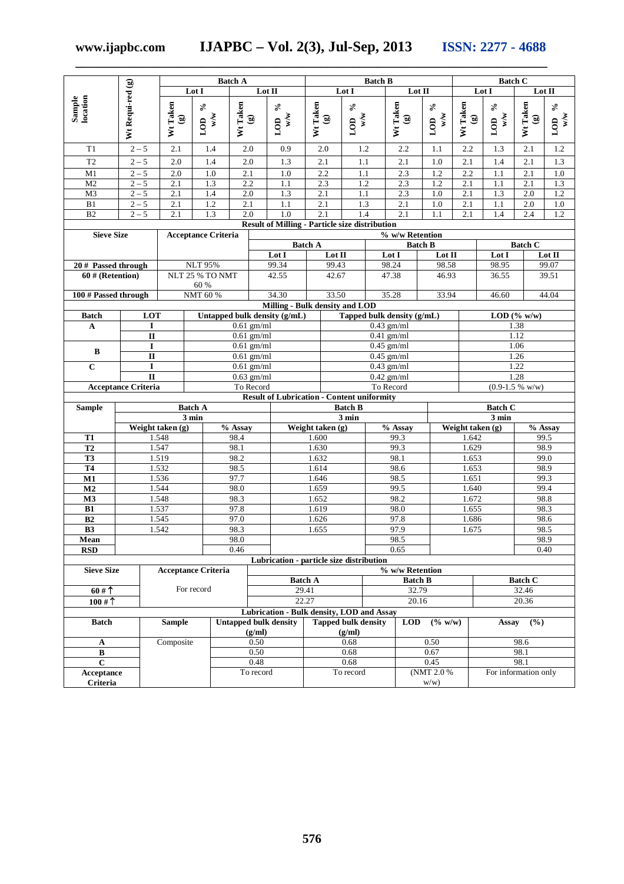| Sample location | Wt Requi-red (g) | Batch A | | | | Batch B | | | | Batch C | | | |
|---|---|---|---|---|---|---|---|---|---|---|---|---|---|
| | | Lot I | | Lot II | | Lot I | | Lot II | | Lot I | | Lot II | |
| | | Wt Taken (g) | LOD % w/w | Wt Taken (g) | LOD % w/w | Wt Taken (g) | LOD % w/w | Wt Taken (g) | LOD % w/w | Wt Taken (g) | LOD % w/w | Wt Taken (g) | LOD % w/w |
| T1 | 2 – 5 | 2.1 | 1.4 | 2.0 | 0.9 | 2.0 | 1.2 | 2.2 | 1.1 | 2.2 | 1.3 | 2.1 | 1.2 |
| T2 | 2 – 5 | 2.0 | 1.4 | 2.0 | 1.3 | 2.1 | 1.1 | 2.1 | 1.0 | 2.1 | 1.4 | 2.1 | 1.3 |
| M1 | 2 – 5 | 2.0 | 1.0 | 2.1 | 1.0 | 2.2 | 1.1 | 2.3 | 1.2 | 2.2 | 1.1 | 2.1 | 1.0 |
| M2 | 2 – 5 | 2.1 | 1.3 | 2.2 | 1.1 | 2.3 | 1.2 | 2.3 | 1.2 | 2.1 | 1.1 | 2.1 | 1.3 |
| M3 | 2 – 5 | 2.1 | 1.4 | 2.0 | 1.3 | 2.1 | 1.1 | 2.3 | 1.0 | 2.1 | 1.3 | 2.0 | 1.2 |
| B1 | 2 – 5 | 2.1 | 1.2 | 2.1 | 1.1 | 2.1 | 1.3 | 2.1 | 1.0 | 2.1 | 1.1 | 2.0 | 1.0 |
| B2 | 2 – 5 | 2.1 | 1.3 | 2.0 | 1.0 | 2.1 | 1.4 | 2.1 | 1.1 | 2.1 | 1.4 | 2.4 | 1.2 |

**Result of Milling - Particle size distribution**

| Sieve Size | Acceptance Criteria | % w/w Retention | | | | | |
|---|---|---|---|---|---|---|---|
| | | Batch A | | Batch B | | Batch C | |
| | | Lot I | Lot II | Lot I | Lot II | Lot I | Lot II |
| 20 # Passed through | NLT 95% | 99.34 | 99.43 | 98.24 | 98.58 | 98.95 | 99.07 |
| 60 # (Retention) | NLT 25 % TO NMT 60 % | 42.55 | 42.67 | 47.38 | 46.93 | 36.55 | 39.51 |
| 100 # Passed through | NMT 60 % | 34.30 | 33.50 | 35.28 | 33.94 | 46.60 | 44.04 |

**Milling - Bulk density and LOD**

| Batch | LOT | Untapped bulk density (g/mL) | Tapped bulk density (g/mL) | LOD (% w/w) |
|---|---|---|---|---|
| A | I | 0.61 gm/ml | 0.43 gm/ml | 1.38 |
| | II | 0.61 gm/ml | 0.41 gm/ml | 1.12 |
| B | I | 0.61 gm/ml | 0.45 gm/ml | 1.06 |
| | II | 0.61 gm/ml | 0.45 gm/ml | 1.26 |
| C | I | 0.61 gm/ml | 0.43 gm/ml | 1.22 |
| | II | 0.63 gm/ml | 0.42 gm/ml | 1.28 |
| Acceptance Criteria | | To Record | To Record | (0.9-1.5 % w/w) |

**Result of Lubrication - Content uniformity**

| Sample | Batch A | | Batch B | | Batch C | |
|---|---|---|---|---|---|---|
| | 3 min | | 3 min | | 3 min | |
| | Weight taken (g) | % Assay | Weight taken (g) | % Assay | Weight taken (g) | % Assay |
| T1 | 1.548 | 98.4 | 1.600 | 99.3 | 1.642 | 99.5 |
| T2 | 1.547 | 98.1 | 1.630 | 99.3 | 1.629 | 98.9 |
| T3 | 1.519 | 98.2 | 1.632 | 98.1 | 1.653 | 99.0 |
| T4 | 1.532 | 98.5 | 1.614 | 98.6 | 1.653 | 98.9 |
| M1 | 1.536 | 97.7 | 1.646 | 98.5 | 1.651 | 99.3 |
| M2 | 1.544 | 98.0 | 1.659 | 99.5 | 1.640 | 99.4 |
| M3 | 1.548 | 98.3 | 1.652 | 98.2 | 1.672 | 98.8 |
| B1 | 1.537 | 97.8 | 1.619 | 98.0 | 1.655 | 98.3 |
| B2 | 1.545 | 97.0 | 1.626 | 97.8 | 1.686 | 98.6 |
| B3 | 1.542 | 98.3 | 1.655 | 97.9 | 1.675 | 98.5 |
| Mean | | 98.0 | | 98.5 | | 98.9 |
| RSD | | 0.46 | | 0.65 | | 0.40 |

**Lubrication - particle size distribution**

| Sieve Size | Acceptance Criteria | % w/w Retention | | |
|---|---|---|---|---|
| | | Batch A | Batch B | Batch C |
| 60 # ↑ | For record | 29.41 | 32.79 | 32.46 |
| 100 # ↑ | | 22.27 | 20.16 | 20.36 |

**Lubrication - Bulk density, LOD and Assay**

| Batch | Sample | Untapped bulk density (g/ml) | Tapped bulk density (g/ml) | LOD (% w/w) | Assay (%) |
|---|---|---|---|---|---|
| A | Composite | 0.50 | 0.68 | 0.50 | 98.6 |
| B | | 0.50 | 0.68 | 0.67 | 98.1 |
| C | | 0.48 | 0.68 | 0.45 | 98.1 |
| Acceptance Criteria | | To record | To record | (NMT 2.0 % w/w) | For information only |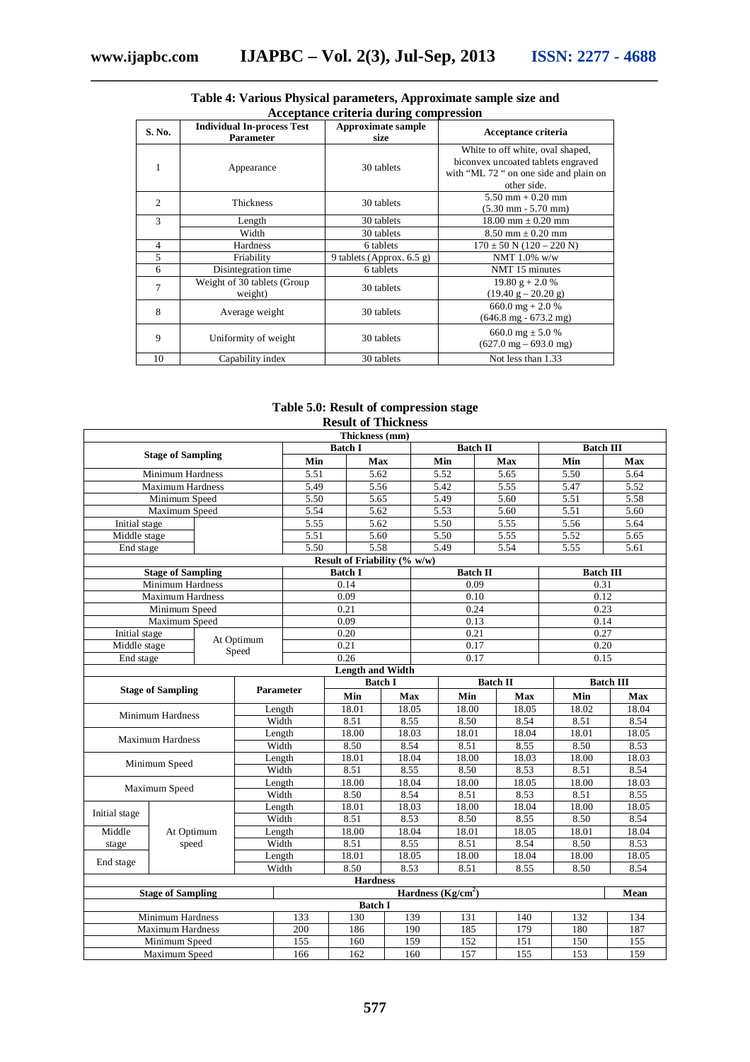**Table 4: Various Physical parameters, Approximate sample size and Acceptance criteria during compression**

| S. No. | Individual In-process Test Parameter | Approximate sample size | Acceptance criteria |
|---|---|---|---|
| 1 | Appearance | 30 tablets | White to off white, oval shaped, biconvex uncoated tablets engraved with "ML 72 " on one side and plain on other side. |
| 2 | Thickness | 30 tablets | 5.50 mm + 0.20 mm (5.30 mm - 5.70 mm) |
| 3 | Length | 30 tablets | 18.00 mm ± 0.20 mm |
| | Width | 30 tablets | 8.50 mm ± 0.20 mm |
| 4 | Hardness | 6 tablets | 170 ± 50 N (120 – 220 N) |
| 5 | Friability | 9 tablets (Approx. 6.5 g) | NMT 1.0% w/w |
| 6 | Disintegration time | 6 tablets | NMT 15 minutes |
| 7 | Weight of 30 tablets (Group weight) | 30 tablets | 19.80 g + 2.0 % (19.40 g – 20.20 g) |
| 8 | Average weight | 30 tablets | 660.0 mg + 2.0 % (646.8 mg - 673.2 mg) |
| 9 | Uniformity of weight | 30 tablets | 660.0 mg ± 5.0 % (627.0 mg – 693.0 mg) |
| 10 | Capability index | 30 tablets | Not less than 1.33 |

**Table 5.0: Result of compression stage**

**Result of Thickness**

| Stage of Sampling | | Thickness (mm) Batch I Min | Batch I Max | Batch II Min | Batch II Max | Batch III Min | Batch III Max |
|---|---|---|---|---|---|---|---|
| Minimum Hardness | | 5.51 | 5.62 | 5.52 | 5.65 | 5.50 | 5.64 |
| Maximum Hardness | | 5.49 | 5.56 | 5.42 | 5.55 | 5.47 | 5.52 |
| Minimum Speed | | 5.50 | 5.65 | 5.49 | 5.60 | 5.51 | 5.58 |
| Maximum Speed | | 5.54 | 5.62 | 5.53 | 5.60 | 5.51 | 5.60 |
| Initial stage | | 5.55 | 5.62 | 5.50 | 5.55 | 5.56 | 5.64 |
| Middle stage | | 5.51 | 5.60 | 5.50 | 5.55 | 5.52 | 5.65 |
| End stage | | 5.50 | 5.58 | 5.49 | 5.54 | 5.55 | 5.61 |

**Result of Friability (% w/w)**

| Stage of Sampling | | Batch I | Batch II | Batch III |
|---|---|---|---|---|
| Minimum Hardness | | 0.14 | 0.09 | 0.31 |
| Maximum Hardness | | 0.09 | 0.10 | 0.12 |
| Minimum Speed | | 0.21 | 0.24 | 0.23 |
| Maximum Speed | | 0.09 | 0.13 | 0.14 |
| Initial stage | At Optimum Speed | 0.20 | 0.21 | 0.27 |
| Middle stage | | 0.21 | 0.17 | 0.20 |
| End stage | | 0.26 | 0.17 | 0.15 |

**Length and Width**

| Stage of Sampling | | Parameter | Batch I Min | Batch I Max | Batch II Min | Batch II Max | Batch III Min | Batch III Max |
|---|---|---|---|---|---|---|---|---|
| Minimum Hardness | | Length | 18.01 | 18.05 | 18.00 | 18.05 | 18.02 | 18.04 |
| | | Width | 8.51 | 8.55 | 8.50 | 8.54 | 8.51 | 8.54 |
| Maximum Hardness | | Length | 18.00 | 18.03 | 18.01 | 18.04 | 18.01 | 18.05 |
| | | Width | 8.50 | 8.54 | 8.51 | 8.55 | 8.50 | 8.53 |
| Minimum Speed | | Length | 18.01 | 18.04 | 18.00 | 18.03 | 18.00 | 18.03 |
| | | Width | 8.51 | 8.55 | 8.50 | 8.53 | 8.51 | 8.54 |
| Maximum Speed | | Length | 18.00 | 18.04 | 18.00 | 18.05 | 18.00 | 18.03 |
| | | Width | 8.50 | 8.54 | 8.51 | 8.53 | 8.51 | 8.55 |
| Initial stage | At Optimum speed | Length | 18.01 | 18.03 | 18.00 | 18.04 | 18.00 | 18.05 |
| | | Width | 8.51 | 8.53 | 8.50 | 8.55 | 8.50 | 8.54 |
| Middle stage | | Length | 18.00 | 18.04 | 18.01 | 18.05 | 18.01 | 18.04 |
| | | Width | 8.51 | 8.55 | 8.51 | 8.54 | 8.50 | 8.53 |
| End stage | | Length | 18.01 | 18.05 | 18.00 | 18.04 | 18.00 | 18.05 |
| | | Width | 8.50 | 8.53 | 8.51 | 8.55 | 8.50 | 8.54 |

**Hardness**

| Stage of Sampling | Hardness ($Kg/cm^2$) | | | | | | Mean |
|---|---|---|---|---|---|---|---|
| **Batch I** | | | | | | | |
| Minimum Hardness | 133 | 130 | 139 | 131 | 140 | 132 | 134 |
| Maximum Hardness | 200 | 186 | 190 | 185 | 179 | 180 | 187 |
| Minimum Speed | 155 | 160 | 159 | 152 | 151 | 150 | 155 |
| Maximum Speed | 166 | 162 | 160 | 157 | 155 | 153 | 159 |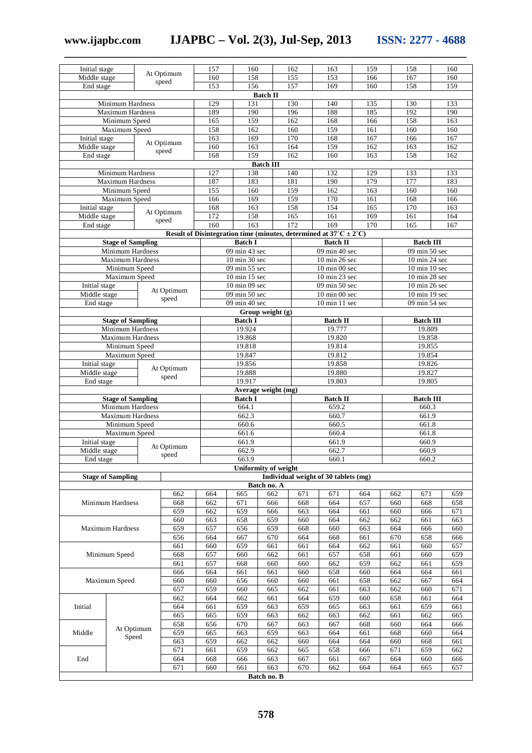| | | | | | | | | |
|---|---|---|---|---|---|---|---|---|
| Initial stage | At Optimum speed | 157 | 160 | 162 | 163 | 159 | 158 | 160 |
| Middle stage | | 160 | 158 | 155 | 153 | 166 | 167 | 160 |
| End stage | | 153 | 156 | 157 | 169 | 160 | 158 | 159 |
| **Batch II** | | | | | | | | |
| Minimum Hardness | | 129 | 131 | 130 | 140 | 135 | 130 | 133 |
| Maximum Hardness | | 189 | 190 | 196 | 188 | 185 | 192 | 190 |
| Minimum Speed | | 165 | 159 | 162 | 168 | 166 | 158 | 163 |
| Maximum Speed | | 158 | 162 | 160 | 159 | 161 | 160 | 160 |
| Initial stage | At Optimum speed | 163 | 169 | 170 | 168 | 167 | 166 | 167 |
| Middle stage | | 160 | 163 | 164 | 159 | 162 | 163 | 162 |
| End stage | | 168 | 159 | 162 | 160 | 163 | 158 | 162 |
| **Batch III** | | | | | | | | |
| Minimum Hardness | | 127 | 138 | 140 | 132 | 129 | 133 | 133 |
| Maximum Hardness | | 187 | 183 | 181 | 190 | 179 | 177 | 183 |
| Minimum Speed | | 155 | 160 | 159 | 162 | 163 | 160 | 160 |
| Maximum Speed | | 166 | 169 | 159 | 170 | 161 | 168 | 166 |
| Initial stage | At Optimum speed | 168 | 163 | 158 | 154 | 165 | 170 | 163 |
| Middle stage | | 172 | 158 | 165 | 161 | 169 | 161 | 164 |
| End stage | | 160 | 163 | 172 | 169 | 170 | 165 | 167 |

**Result of Disintegration time (minutes, determined at 37˚C ± 2˚C)**

| Stage of Sampling | | Batch I | Batch II | Batch III |
|---|---|---|---|---|
| Minimum Hardness | | 09 min 43 sec | 09 min 40 sec | 09 min 50 sec |
| Maximum Hardness | | 10 min 30 sec | 10 min 26 sec | 10 min 24 sec |
| Minimum Speed | | 09 min 55 sec | 10 min 00 sec | 10 min 10 sec |
| Maximum Speed | | 10 min 15 sec | 10 min 23 sec | 10 min 28 sec |
| Initial stage | At Optimum speed | 10 min 09 sec | 09 min 50 sec | 10 min 26 sec |
| Middle stage | | 09 min 50 sec | 10 min 00 sec | 10 min 19 sec |
| End stage | | 09 min 40 sec | 10 min 11 sec | 09 min 54 sec |

**Group weight (g)**

| Stage of Sampling | | Batch I | Batch II | Batch III |
|---|---|---|---|---|
| Minimum Hardness | | 19.924 | 19.777 | 19.809 |
| Maximum Hardness | | 19.868 | 19.820 | 19.858 |
| Minimum Speed | | 19.818 | 19.814 | 19.855 |
| Maximum Speed | | 19.847 | 19.812 | 19.854 |
| Initial stage | At Optimum speed | 19.856 | 19.858 | 19.826 |
| Middle stage | | 19.888 | 19.880 | 19.827 |
| End stage | | 19.917 | 19.803 | 19.805 |

**Average weight (mg)**

| Stage of Sampling | | Batch I | Batch II | Batch III |
|---|---|---|---|---|
| Minimum Hardness | | 664.1 | 659.2 | 660.3 |
| Maximum Hardness | | 662.3 | 660.7 | 661.9 |
| Minimum Speed | | 660.6 | 660.5 | 661.8 |
| Maximum Speed | | 661.6 | 660.4 | 661.8 |
| Initial stage | At Optimum speed | 661.9 | 661.9 | 660.9 |
| Middle stage | | 662.9 | 662.7 | 660.9 |
| End stage | | 663.9 | 660.1 | 660.2 |

**Uniformity of weight**

| Stage of Sampling | | Individual weight of 30 tablets (mg) | | | | | | | | | |
|---|---|---|---|---|---|---|---|---|---|---|---|
| **Batch no. A** | | | | | | | | | | | |
| Minimum Hardness | | 662 | 664 | 665 | 662 | 671 | 671 | 664 | 662 | 671 | 659 |
| | | 668 | 662 | 671 | 666 | 668 | 664 | 657 | 660 | 668 | 658 |
| | | 659 | 662 | 659 | 666 | 663 | 664 | 661 | 660 | 666 | 671 |
| Maximum Hardness | | 660 | 663 | 658 | 659 | 660 | 664 | 662 | 662 | 661 | 663 |
| | | 659 | 657 | 656 | 659 | 668 | 660 | 663 | 664 | 666 | 660 |
| | | 656 | 664 | 667 | 670 | 664 | 668 | 661 | 670 | 658 | 666 |
| Minimum Speed | | 661 | 660 | 659 | 661 | 661 | 664 | 662 | 661 | 660 | 657 |
| | | 668 | 657 | 660 | 662 | 661 | 657 | 658 | 661 | 660 | 659 |
| | | 661 | 657 | 668 | 660 | 660 | 662 | 659 | 662 | 661 | 659 |
| Maximum Speed | | 666 | 664 | 661 | 661 | 660 | 658 | 660 | 664 | 664 | 661 |
| | | 660 | 660 | 656 | 660 | 660 | 661 | 658 | 662 | 667 | 664 |
| | | 657 | 659 | 660 | 665 | 662 | 661 | 663 | 662 | 660 | 671 |
| Initial | At Optimum Speed | 662 | 664 | 662 | 661 | 664 | 659 | 660 | 658 | 661 | 664 |
| | | 664 | 661 | 659 | 663 | 659 | 665 | 663 | 661 | 659 | 661 |
| | | 665 | 665 | 659 | 663 | 662 | 663 | 662 | 661 | 662 | 665 |
| Middle | | 658 | 656 | 670 | 667 | 663 | 667 | 668 | 660 | 664 | 666 |
| | | 659 | 665 | 663 | 659 | 663 | 664 | 661 | 668 | 660 | 664 |
| | | 663 | 659 | 662 | 662 | 660 | 664 | 664 | 660 | 668 | 661 |
| End | | 671 | 661 | 659 | 662 | 665 | 658 | 666 | 671 | 659 | 662 |
| | | 664 | 668 | 666 | 663 | 667 | 661 | 667 | 664 | 660 | 666 |
| | | 671 | 660 | 661 | 663 | 670 | 662 | 664 | 664 | 665 | 657 |
| **Batch no. B** | | | | | | | | | | | |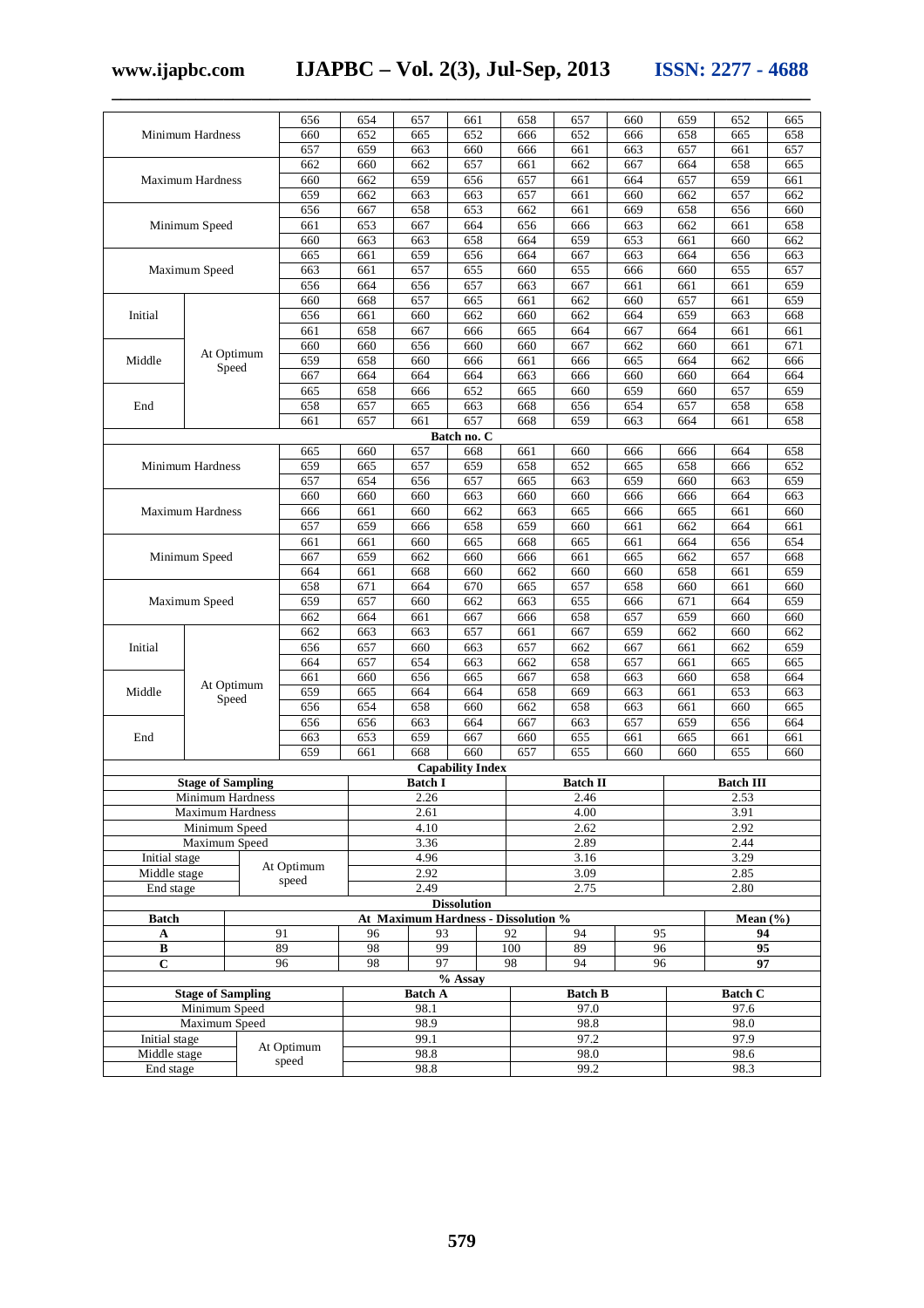| Stage of Sampling | | | | | | | | | | | |
|---|---|---|---|---|---|---|---|---|---|---|---|
| Minimum Hardness | | 656 | 654 | 657 | 661 | 658 | 657 | 660 | 659 | 652 | 665 |
| | | 660 | 652 | 665 | 652 | 666 | 652 | 666 | 658 | 665 | 658 |
| | | 657 | 659 | 663 | 660 | 666 | 661 | 663 | 657 | 661 | 657 |
| Maximum Hardness | | 662 | 660 | 662 | 657 | 661 | 662 | 667 | 664 | 658 | 665 |
| | | 660 | 662 | 659 | 656 | 657 | 661 | 664 | 657 | 659 | 661 |
| | | 659 | 662 | 663 | 663 | 657 | 661 | 660 | 662 | 657 | 662 |
| Minimum Speed | | 656 | 667 | 658 | 653 | 662 | 661 | 669 | 658 | 656 | 660 |
| | | 661 | 653 | 667 | 664 | 656 | 666 | 663 | 662 | 661 | 658 |
| | | 660 | 663 | 663 | 658 | 664 | 659 | 653 | 661 | 660 | 662 |
| Maximum Speed | | 665 | 661 | 659 | 656 | 664 | 667 | 663 | 664 | 656 | 663 |
| | | 663 | 661 | 657 | 655 | 660 | 655 | 666 | 660 | 655 | 657 |
| | | 656 | 664 | 656 | 657 | 663 | 667 | 661 | 661 | 661 | 659 |
| Initial | At Optimum Speed | 660 | 668 | 657 | 665 | 661 | 662 | 660 | 657 | 661 | 659 |
| | | 656 | 661 | 660 | 662 | 660 | 662 | 664 | 659 | 663 | 668 |
| | | 661 | 658 | 667 | 666 | 665 | 664 | 667 | 664 | 661 | 661 |
| Middle | | 660 | 660 | 656 | 660 | 660 | 667 | 662 | 660 | 661 | 671 |
| | | 659 | 658 | 660 | 666 | 661 | 666 | 665 | 664 | 662 | 666 |
| | | 667 | 664 | 664 | 664 | 663 | 666 | 660 | 660 | 664 | 664 |
| End | | 665 | 658 | 666 | 652 | 665 | 660 | 659 | 660 | 657 | 659 |
| | | 658 | 657 | 665 | 663 | 668 | 656 | 654 | 657 | 658 | 658 |
| | | 661 | 657 | 661 | 657 | 668 | 659 | 663 | 664 | 661 | 658 |
| **Batch no. C** | | | | | | | | | | | |
| Minimum Hardness | | 665 | 660 | 657 | 668 | 661 | 660 | 666 | 666 | 664 | 658 |
| | | 659 | 665 | 657 | 659 | 658 | 652 | 665 | 658 | 666 | 652 |
| | | 657 | 654 | 656 | 657 | 665 | 663 | 659 | 660 | 663 | 659 |
| Maximum Hardness | | 660 | 660 | 660 | 663 | 660 | 660 | 666 | 666 | 664 | 663 |
| | | 666 | 661 | 660 | 662 | 663 | 665 | 666 | 665 | 661 | 660 |
| | | 657 | 659 | 666 | 658 | 659 | 660 | 661 | 662 | 664 | 661 |
| Minimum Speed | | 661 | 661 | 660 | 665 | 668 | 665 | 661 | 664 | 656 | 654 |
| | | 667 | 659 | 662 | 660 | 666 | 661 | 665 | 662 | 657 | 668 |
| | | 664 | 661 | 668 | 660 | 662 | 660 | 660 | 658 | 661 | 659 |
| Maximum Speed | | 658 | 671 | 664 | 670 | 665 | 657 | 658 | 660 | 661 | 660 |
| | | 659 | 657 | 660 | 662 | 663 | 655 | 666 | 671 | 664 | 659 |
| | | 662 | 664 | 661 | 667 | 666 | 658 | 657 | 659 | 660 | 660 |
| Initial | At Optimum Speed | 662 | 663 | 663 | 657 | 661 | 667 | 659 | 662 | 660 | 662 |
| | | 656 | 657 | 660 | 663 | 657 | 662 | 667 | 661 | 662 | 659 |
| | | 664 | 657 | 654 | 663 | 662 | 658 | 657 | 661 | 665 | 665 |
| Middle | | 661 | 660 | 656 | 665 | 667 | 658 | 663 | 660 | 658 | 664 |
| | | 659 | 665 | 664 | 664 | 658 | 669 | 663 | 661 | 653 | 663 |
| | | 656 | 654 | 658 | 660 | 662 | 658 | 663 | 661 | 660 | 665 |
| End | | 656 | 656 | 663 | 664 | 667 | 663 | 657 | 659 | 656 | 664 |
| | | 663 | 653 | 659 | 667 | 660 | 655 | 661 | 665 | 661 | 661 |
| | | 659 | 661 | 668 | 660 | 657 | 655 | 660 | 660 | 655 | 660 |

**Capability Index**

| Stage of Sampling | | Batch I | Batch II | Batch III |
|---|---|---|---|---|
| Minimum Hardness | | 2.26 | 2.46 | 2.53 |
| Maximum Hardness | | 2.61 | 4.00 | 3.91 |
| Minimum Speed | | 4.10 | 2.62 | 2.92 |
| Maximum Speed | | 3.36 | 2.89 | 2.44 |
| Initial stage | At Optimum speed | 4.96 | 3.16 | 3.29 |
| Middle stage | | 2.92 | 3.09 | 2.85 |
| End stage | | 2.49 | 2.75 | 2.80 |

**Dissolution**

| Batch | At Maximum Hardness - Dissolution % | | | | | | Mean (%) |
|---|---|---|---|---|---|---|---|
| A | 91 | 96 | 93 | 92 | 94 | 95 | 94 |
| B | 89 | 98 | 99 | 100 | 89 | 96 | 95 |
| C | 96 | 98 | 97 | 98 | 94 | 96 | 97 |

**% Assay**

| Stage of Sampling | | Batch A | Batch B | Batch C |
|---|---|---|---|---|
| Minimum Speed | | 98.1 | 97.0 | 97.6 |
| Maximum Speed | | 98.9 | 98.8 | 98.0 |
| Initial stage | At Optimum speed | 99.1 | 97.2 | 97.9 |
| Middle stage | | 98.8 | 98.0 | 98.6 |
| End stage | | 98.8 | 99.2 | 98.3 |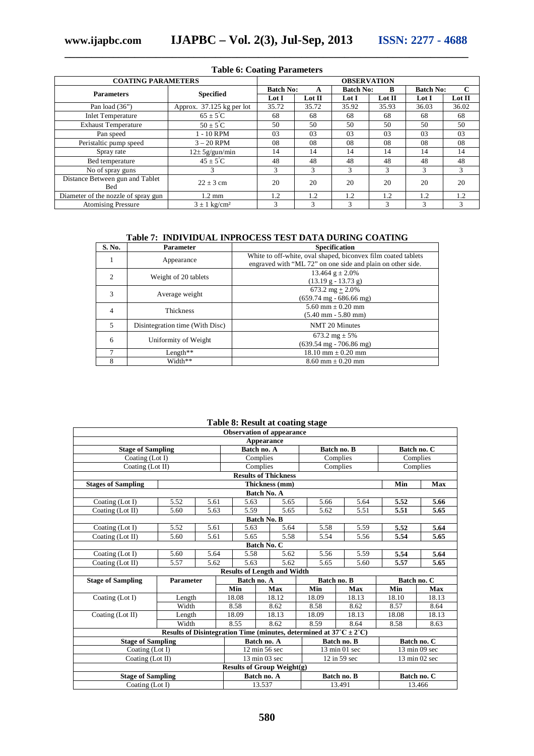### Table 6: Coating Parameters

| COATING PARAMETERS | | OBSERVATION | | | | | |
|---|---|---|---|---|---|---|---|
| **Parameters** | **Specified** | **Batch No: A** | | **Batch No: B** | | **Batch No: C** | |
| | | **Lot I** | **Lot II** | **Lot I** | **Lot II** | **Lot I** | **Lot II** |
| Pan load (36") | Approx. 37.125 kg per lot | 35.72 | 35.72 | 35.92 | 35.93 | 36.03 | 36.02 |
| Inlet Temperature | $65 \pm 5^{\circ}C$ | 68 | 68 | 68 | 68 | 68 | 68 |
| Exhaust Temperature | $50 \pm 5^{\circ}C$ | 50 | 50 | 50 | 50 | 50 | 50 |
| Pan speed | 1 - 10 RPM | 03 | 03 | 03 | 03 | 03 | 03 |
| Peristaltic pump speed | 3 – 20 RPM | 08 | 08 | 08 | 08 | 08 | 08 |
| Spray rate | 12± 5g/gun/min | 14 | 14 | 14 | 14 | 14 | 14 |
| Bed temperature | $45 \pm 5^{\circ}C$ | 48 | 48 | 48 | 48 | 48 | 48 |
| No of spray guns | 3 | 3 | 3 | 3 | 3 | 3 | 3 |
| Distance Between gun and Tablet Bed | 22 ± 3 cm | 20 | 20 | 20 | 20 | 20 | 20 |
| Diameter of the nozzle of spray gun | 1.2 mm | 1.2 | 1.2 | 1.2 | 1.2 | 1.2 | 1.2 |
| Atomising Pressure | $3 \pm 1$ kg/cm² | 3 | 3 | 3 | 3 | 3 | 3 |

### Table 7: INDIVIDUAL INPROCESS TEST DATA DURING COATING

| S. No. | Parameter | Specification |
|---|---|---|
| 1 | Appearance | White to off-white, oval shaped, biconvex film coated tablets engraved with "ML 72" on one side and plain on other side. |
| 2 | Weight of 20 tablets | 13.464 g ± 2.0% (13.19 g - 13.73 g) |
| 3 | Average weight | 673.2 mg ± 2.0% (659.74 mg - 686.66 mg) |
| 4 | Thickness | 5.60 mm ± 0.20 mm (5.40 mm - 5.80 mm) |
| 5 | Disintegration time (With Disc) | NMT 20 Minutes |
| 6 | Uniformity of Weight | 673.2 mg ± 5% (639.54 mg - 706.86 mg) |
| 7 | Length** | 18.10 mm ± 0.20 mm |
| 8 | Width** | 8.60 mm ± 0.20 mm |

### Table 8: Result at coating stage

**Observation of appearance**

| Stage of Sampling | Batch no. A | Batch no. B | Batch no. C |
|---|---|---|---|
| Coating (Lot I) | Complies | Complies | Complies |
| Coating (Lot II) | Complies | Complies | Complies |

**Results of Thickness**

| Stages of Sampling | Thickness (mm) | | | | | | Min | Max |
|---|---|---|---|---|---|---|---|---|
| **Batch No. A** | | | | | | | | |
| Coating (Lot I) | 5.52 | 5.61 | 5.63 | 5.65 | 5.66 | 5.64 | **5.52** | **5.66** |
| Coating (Lot II) | 5.60 | 5.63 | 5.59 | 5.65 | 5.62 | 5.51 | **5.51** | **5.65** |
| **Batch No. B** | | | | | | | | |
| Coating (Lot I) | 5.52 | 5.61 | 5.63 | 5.64 | 5.58 | 5.59 | **5.52** | **5.64** |
| Coating (Lot II) | 5.60 | 5.61 | 5.65 | 5.58 | 5.54 | 5.56 | **5.54** | **5.65** |
| **Batch No. C** | | | | | | | | |
| Coating (Lot I) | 5.60 | 5.64 | 5.58 | 5.62 | 5.56 | 5.59 | **5.54** | **5.64** |
| Coating (Lot II) | 5.57 | 5.62 | 5.63 | 5.62 | 5.65 | 5.60 | **5.57** | **5.65** |

**Results of Length and Width**

| Stage of Sampling | Parameter | Batch no. A | | Batch no. B | | Batch no. C | |
|---|---|---|---|---|---|---|---|
| | | Min | Max | Min | Max | Min | Max |
| Coating (Lot I) | Length | 18.08 | 18.12 | 18.09 | 18.13 | 18.10 | 18.13 |
| | Width | 8.58 | 8.62 | 8.58 | 8.62 | 8.57 | 8.64 |
| Coating (Lot II) | Length | 18.09 | 18.13 | 18.09 | 18.13 | 18.08 | 18.13 |
| | Width | 8.55 | 8.62 | 8.59 | 8.64 | 8.58 | 8.63 |

**Results of Disintegration Time (minutes, determined at $37^{\circ}C \pm 2^{\circ}C$)**

| Stage of Sampling | Batch no. A | Batch no. B | Batch no. C |
|---|---|---|---|
| Coating (Lot I) | 12 min 56 sec | 13 min 01 sec | 13 min 09 sec |
| Coating (Lot II) | 13 min 03 sec | 12 in 59 sec | 13 min 02 sec |

**Results of Group Weight(g)**

| Stage of Sampling | Batch no. A | Batch no. B | Batch no. C |
|---|---|---|---|
| Coating (Lot I) | 13.537 | 13.491 | 13.466 |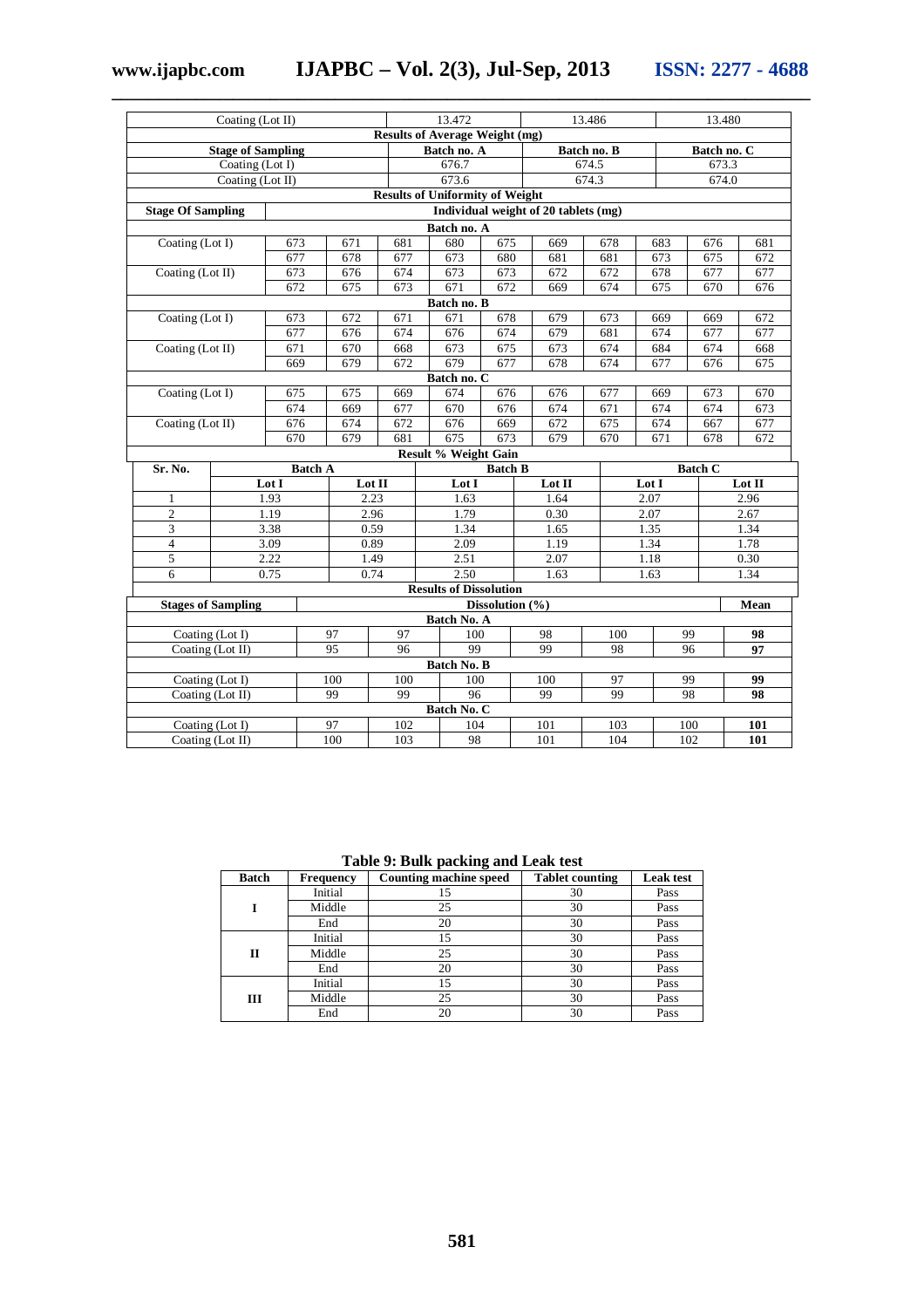| Coating (Lot II) | 13.472 | 13.486 | 13.480 |
|---|---|---|---|

**Results of Average Weight (mg)**

| Stage of Sampling | Batch no. A | Batch no. B | Batch no. C |
|---|---|---|---|
| Coating (Lot I) | 676.7 | 674.5 | 673.3 |
| Coating (Lot II) | 673.6 | 674.3 | 674.0 |

**Results of Uniformity of Weight**

| Stage Of Sampling | Individual weight of 20 tablets (mg) | | | | | | | | | |
|---|---|---|---|---|---|---|---|---|---|---|
| **Batch no. A** | | | | | | | | | | |
| Coating (Lot I) | 673 | 671 | 681 | 680 | 675 | 669 | 678 | 683 | 676 | 681 |
| | 677 | 678 | 677 | 673 | 680 | 681 | 681 | 673 | 675 | 672 |
| Coating (Lot II) | 673 | 676 | 674 | 673 | 673 | 672 | 672 | 678 | 677 | 677 |
| | 672 | 675 | 673 | 671 | 672 | 669 | 674 | 675 | 670 | 676 |
| **Batch no. B** | | | | | | | | | | |
| Coating (Lot I) | 673 | 672 | 671 | 671 | 678 | 679 | 673 | 669 | 669 | 672 |
| | 677 | 676 | 674 | 676 | 674 | 679 | 681 | 674 | 677 | 677 |
| Coating (Lot II) | 671 | 670 | 668 | 673 | 675 | 673 | 674 | 684 | 674 | 668 |
| | 669 | 679 | 672 | 679 | 677 | 678 | 674 | 677 | 676 | 675 |
| **Batch no. C** | | | | | | | | | | |
| Coating (Lot I) | 675 | 675 | 669 | 674 | 676 | 676 | 677 | 669 | 673 | 670 |
| | 674 | 669 | 677 | 670 | 676 | 674 | 671 | 674 | 674 | 673 |
| Coating (Lot II) | 676 | 674 | 672 | 676 | 669 | 672 | 675 | 674 | 667 | 677 |
| | 670 | 679 | 681 | 675 | 673 | 679 | 670 | 671 | 678 | 672 |

**Result % Weight Gain**

| Sr. No. | Batch A | | Batch B | | Batch C | |
|---|---|---|---|---|---|---|
| | Lot I | Lot II | Lot I | Lot II | Lot I | Lot II |
| 1 | 1.93 | 2.23 | 1.63 | 1.64 | 2.07 | 2.96 |
| 2 | 1.19 | 2.96 | 1.79 | 0.30 | 2.07 | 2.67 |
| 3 | 3.38 | 0.59 | 1.34 | 1.65 | 1.35 | 1.34 |
| 4 | 3.09 | 0.89 | 2.09 | 1.19 | 1.34 | 1.78 |
| 5 | 2.22 | 1.49 | 2.51 | 2.07 | 1.18 | 0.30 |
| 6 | 0.75 | 0.74 | 2.50 | 1.63 | 1.63 | 1.34 |

**Results of Dissolution**

| Stages of Sampling | Dissolution (%) | | | | | | Mean |
|---|---|---|---|---|---|---|---|
| **Batch No. A** | | | | | | | |
| Coating (Lot I) | 97 | 97 | 100 | 98 | 100 | 99 | **98** |
| Coating (Lot II) | 95 | 96 | 99 | 99 | 98 | 96 | **97** |
| **Batch No. B** | | | | | | | |
| Coating (Lot I) | 100 | 100 | 100 | 100 | 97 | 99 | **99** |
| Coating (Lot II) | 99 | 99 | 96 | 99 | 99 | 98 | **98** |
| **Batch No. C** | | | | | | | |
| Coating (Lot I) | 97 | 102 | 104 | 101 | 103 | 100 | **101** |
| Coating (Lot II) | 100 | 103 | 98 | 101 | 104 | 102 | **101** |

**Table 9: Bulk packing and Leak test**

| Batch | Frequency | Counting machine speed | Tablet counting | Leak test |
|---|---|---|---|---|
| **I** | Initial | 15 | 30 | Pass |
| | Middle | 25 | 30 | Pass |
| | End | 20 | 30 | Pass |
| **II** | Initial | 15 | 30 | Pass |
| | Middle | 25 | 30 | Pass |
| | End | 20 | 30 | Pass |
| **III** | Initial | 15 | 30 | Pass |
| | Middle | 25 | 30 | Pass |
| | End | 20 | 30 | Pass |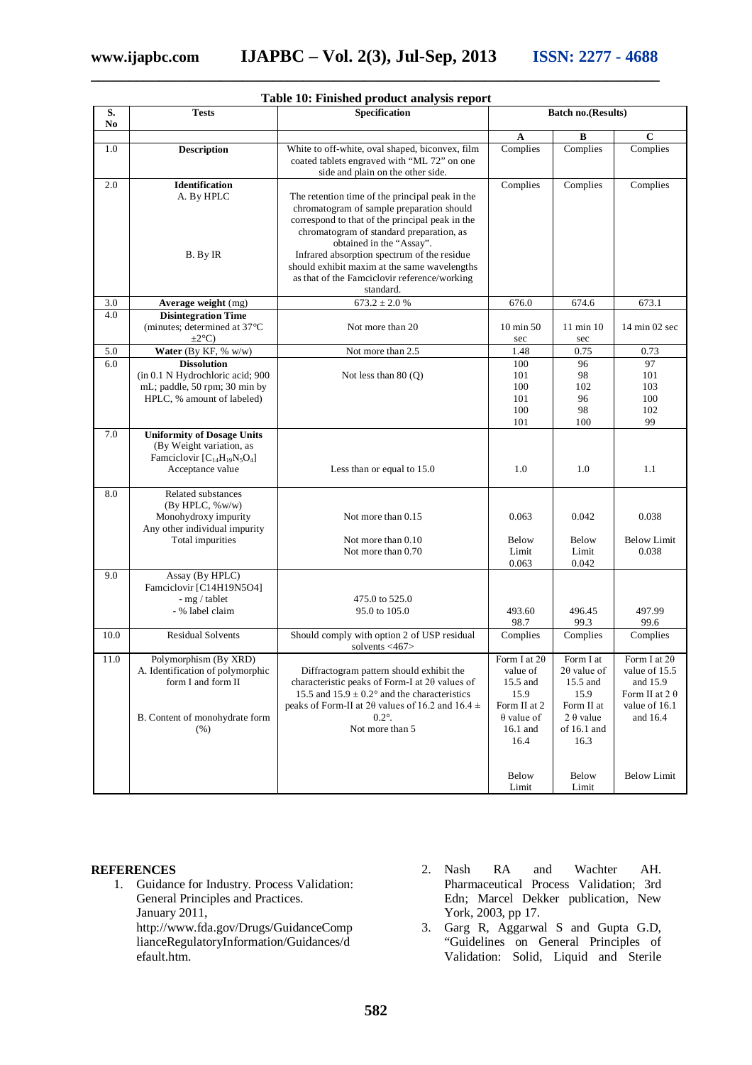**Table 10: Finished product analysis report**

| S. No | Tests | Specification | Batch no.(Results) | | |
|---|---|---|---|---|---|
| | | | A | B | C |
| 1.0 | **Description** | White to off-white, oval shaped, biconvex, film coated tablets engraved with "ML 72" on one side and plain on the other side. | Complies | Complies | Complies |
| 2.0 | **Identification**<br>A. By HPLC<br><br>B. By IR | The retention time of the principal peak in the chromatogram of sample preparation should correspond to that of the principal peak in the chromatogram of standard preparation, as obtained in the "Assay".<br>Infrared absorption spectrum of the residue should exhibit maxim at the same wavelengths as that of the Famciclovir reference/working standard. | Complies | Complies | Complies |
| 3.0 | **Average weight** (mg) | 673.2 ± 2.0 % | 676.0 | 674.6 | 673.1 |
| 4.0 | **Disintegration Time** (minutes; determined at 37°C ±2°C) | Not more than 20 | 10 min 50 sec | 11 min 10 sec | 14 min 02 sec |
| 5.0 | **Water** (By KF, % w/w) | Not more than 2.5 | 1.48 | 0.75 | 0.73 |
| 6.0 | **Dissolution** (in 0.1 N Hydrochloric acid; 900 mL; paddle, 50 rpm; 30 min by HPLC, % amount of labeled) | Not less than 80 (Q) | 100<br>101<br>100<br>101<br>100<br>101 | 96<br>98<br>102<br>96<br>98<br>100 | 97<br>101<br>103<br>100<br>102<br>99 |
| 7.0 | **Uniformity of Dosage Units** (By Weight variation, as Famciclovir [$C_{14}H_{19}N_5O_4$]<br>Acceptance value | Less than or equal to 15.0 | 1.0 | 1.0 | 1.1 |
| 8.0 | Related substances (By HPLC, %w/w)<br>Monohydroxy impurity<br>Any other individual impurity<br>Total impurities | <br>Not more than 0.15<br><br>Not more than 0.10<br>Not more than 0.70 | 0.063<br>Below Limit<br>0.063 | 0.042<br>Below Limit<br>0.042 | 0.038<br>Below Limit<br>0.038 |
| 9.0 | Assay (By HPLC)<br>Famciclovir [C14H19N5O4]<br>- mg / tablet<br>- % label claim | <br>475.0 to 525.0<br>95.0 to 105.0 | 493.60<br>98.7 | 496.45<br>99.3 | 497.99<br>99.6 |
| 10.0 | Residual Solvents | Should comply with option 2 of USP residual solvents <467> | Complies | Complies | Complies |
| 11.0 | Polymorphism (By XRD)<br>A. Identification of polymorphic form I and form II<br><br>B. Content of monohydrate form (%) | Diffractogram pattern should exhibit the characteristic peaks of Form-I at 2θ values of 15.5 and 15.9 ± 0.2° and the characteristics peaks of Form-II at 2θ values of 16.2 and 16.4 ± 0.2°.<br>Not more than 5 | Form I at 2θ value of 15.5 and 15.9<br>Form II at 2 θ value of 16.1 and 16.4<br><br>Below Limit | Form I at 2θ value of 15.5 and 15.9<br>Form II at 2 θ value of 16.1 and 16.3<br><br>Below Limit | Form I at 2θ value of 15.5 and 15.9<br>Form II at 2 θ value of 16.1 and 16.4<br><br>Below Limit |

## REFERENCES

1. Guidance for Industry. Process Validation: General Principles and Practices. January 2011, http://www.fda.gov/Drugs/GuidanceComplianceRegulatoryInformation/Guidances/default.htm.
2. Nash RA and Wachter AH. Pharmaceutical Process Validation; 3rd Edn; Marcel Dekker publication, New York, 2003, pp 17.
3. Garg R, Aggarwal S and Gupta G.D, "Guidelines on General Principles of Validation: Solid, Liquid and Sterile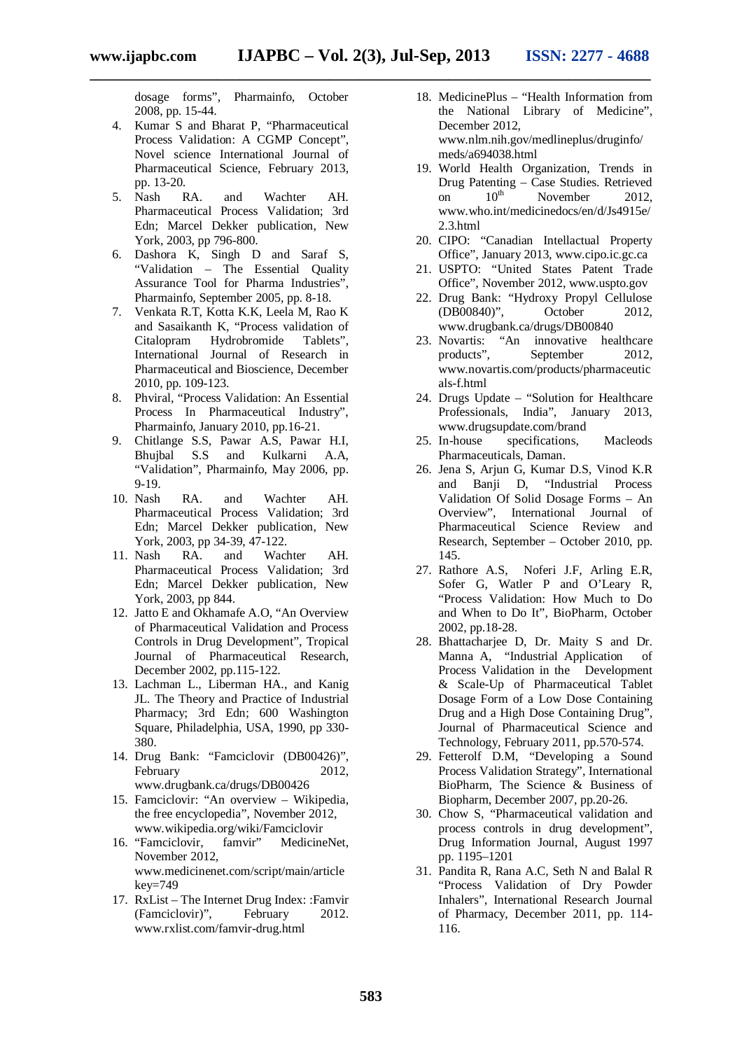dosage forms", Pharmainfo, October 2008, pp. 15-44.

4. Kumar S and Bharat P, "Pharmaceutical Process Validation: A CGMP Concept", Novel science International Journal of Pharmaceutical Science, February 2013, pp. 13-20.
5. Nash RA. and Wachter AH. Pharmaceutical Process Validation; 3rd Edn; Marcel Dekker publication, New York, 2003, pp 796-800.
6. Dashora K, Singh D and Saraf S, "Validation – The Essential Quality Assurance Tool for Pharma Industries", Pharmainfo, September 2005, pp. 8-18.
7. Venkata R.T, Kotta K.K, Leela M, Rao K and Sasaikanth K, "Process validation of Citalopram Hydrobromide Tablets", International Journal of Research in Pharmaceutical and Bioscience, December 2010, pp. 109-123.
8. Phviral, "Process Validation: An Essential Process In Pharmaceutical Industry", Pharmainfo, January 2010, pp.16-21.
9. Chitlange S.S, Pawar A.S, Pawar H.I, Bhujbal S.S and Kulkarni A.A, "Validation", Pharmainfo, May 2006, pp. 9-19.
10. Nash RA. and Wachter AH. Pharmaceutical Process Validation; 3rd Edn; Marcel Dekker publication, New York, 2003, pp 34-39, 47-122.
11. Nash RA. and Wachter AH. Pharmaceutical Process Validation; 3rd Edn; Marcel Dekker publication, New York, 2003, pp 844.
12. Jatto E and Okhamafe A.O, "An Overview of Pharmaceutical Validation and Process Controls in Drug Development", Tropical Journal of Pharmaceutical Research, December 2002, pp.115-122.
13. Lachman L., Liberman HA., and Kanig JL. The Theory and Practice of Industrial Pharmacy; 3rd Edn; 600 Washington Square, Philadelphia, USA, 1990, pp 330-380.
14. Drug Bank: "Famciclovir (DB00426)", February 2012, www.drugbank.ca/drugs/DB00426
15. Famciclovir: "An overview – Wikipedia, the free encyclopedia", November 2012, www.wikipedia.org/wiki/Famciclovir
16. "Famciclovir, famvir" MedicineNet, November 2012, www.medicinenet.com/script/main/article key=749
17. RxList – The Internet Drug Index: :Famvir (Famciclovir)", February 2012. www.rxlist.com/famvir-drug.html
18. MedicinePlus – "Health Information from the National Library of Medicine", December 2012, www.nlm.nih.gov/medlineplus/druginfo/meds/a694038.html
19. World Health Organization, Trends in Drug Patenting – Case Studies. Retrieved on 10th November 2012, www.who.int/medicinedocs/en/d/Js4915e/2.3.html
20. CIPO: "Canadian Intellactual Property Office", January 2013, www.cipo.ic.gc.ca
21. USPTO: "United States Patent Trade Office", November 2012, www.uspto.gov
22. Drug Bank: "Hydroxy Propyl Cellulose (DB00840)", October 2012, www.drugbank.ca/drugs/DB00840
23. Novartis: "An innovative healthcare products", September 2012, www.novartis.com/products/pharmaceuticals-f.html
24. Drugs Update – "Solution for Healthcare Professionals, India", January 2013, www.drugsupdate.com/brand
25. In-house specifications, Macleods Pharmaceuticals, Daman.
26. Jena S, Arjun G, Kumar D.S, Vinod K.R and Banji D, "Industrial Process Validation Of Solid Dosage Forms – An Overview", International Journal of Pharmaceutical Science Review and Research, September – October 2010, pp. 145.
27. Rathore A.S, Noferi J.F, Arling E.R, Sofer G, Watler P and O'Leary R, "Process Validation: How Much to Do and When to Do It", BioPharm, October 2002, pp.18-28.
28. Bhattacharjee D, Dr. Maity S and Dr. Manna A, "Industrial Application of Process Validation in the Development & Scale-Up of Pharmaceutical Tablet Dosage Form of a Low Dose Containing Drug and a High Dose Containing Drug", Journal of Pharmaceutical Science and Technology, February 2011, pp.570-574.
29. Fetterolf D.M, "Developing a Sound Process Validation Strategy", International BioPharm, The Science & Business of Biopharm, December 2007, pp.20-26.
30. Chow S, "Pharmaceutical validation and process controls in drug development", Drug Information Journal, August 1997 pp. 1195–1201
31. Pandita R, Rana A.C, Seth N and Balal R "Process Validation of Dry Powder Inhalers", International Research Journal of Pharmacy, December 2011, pp. 114-116.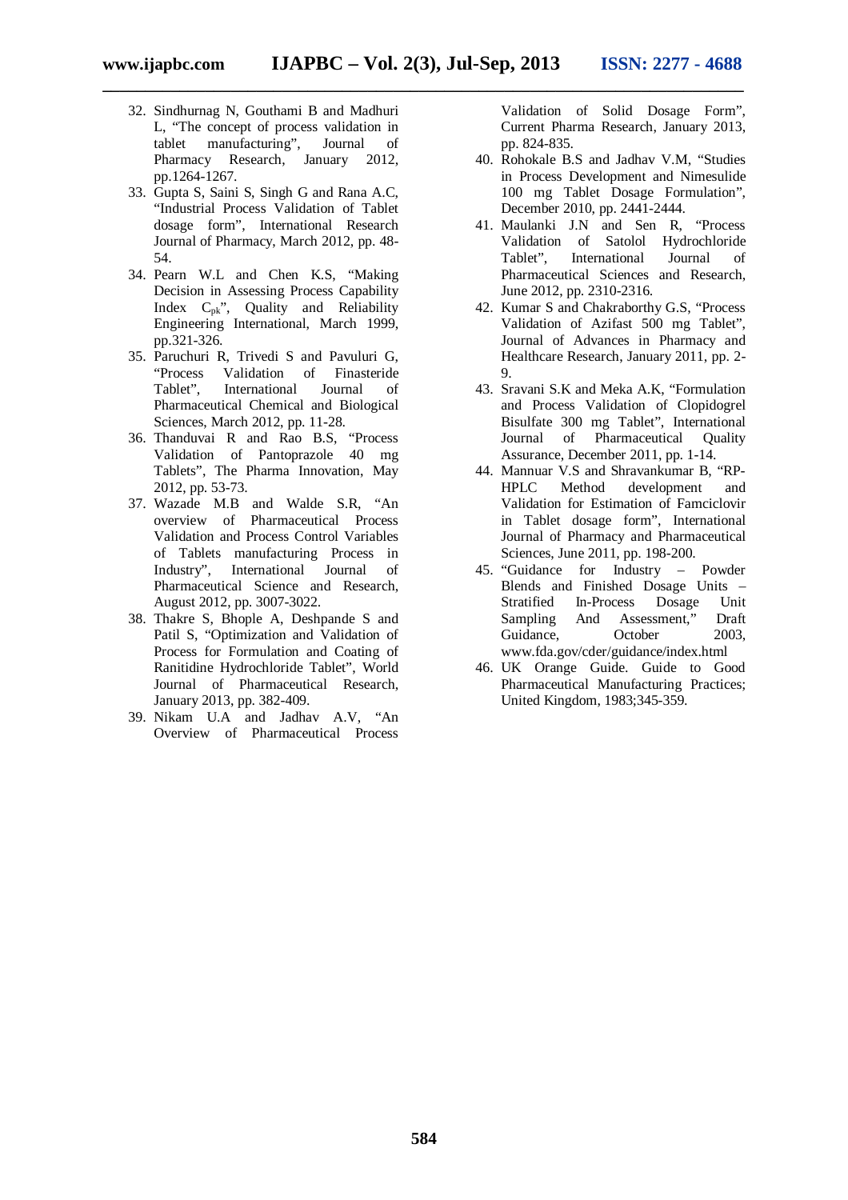32. Sindhurnag N, Gouthami B and Madhuri L, "The concept of process validation in tablet manufacturing", Journal of Pharmacy Research, January 2012, pp.1264-1267.
33. Gupta S, Saini S, Singh G and Rana A.C, "Industrial Process Validation of Tablet dosage form", International Research Journal of Pharmacy, March 2012, pp. 48-54.
34. Pearn W.L and Chen K.S, "Making Decision in Assessing Process Capability Index $C_{pk}$", Quality and Reliability Engineering International, March 1999, pp.321-326.
35. Paruchuri R, Trivedi S and Pavuluri G, "Process Validation of Finasteride Tablet", International Journal of Pharmaceutical Chemical and Biological Sciences, March 2012, pp. 11-28.
36. Thanduvai R and Rao B.S, "Process Validation of Pantoprazole 40 mg Tablets", The Pharma Innovation, May 2012, pp. 53-73.
37. Wazade M.B and Walde S.R, "An overview of Pharmaceutical Process Validation and Process Control Variables of Tablets manufacturing Process in Industry", International Journal of Pharmaceutical Science and Research, August 2012, pp. 3007-3022.
38. Thakre S, Bhople A, Deshpande S and Patil S, "Optimization and Validation of Process for Formulation and Coating of Ranitidine Hydrochloride Tablet", World Journal of Pharmaceutical Research, January 2013, pp. 382-409.
39. Nikam U.A and Jadhav A.V, "An Overview of Pharmaceutical Process Validation of Solid Dosage Form", Current Pharma Research, January 2013, pp. 824-835.
40. Rohokale B.S and Jadhav V.M, "Studies in Process Development and Nimesulide 100 mg Tablet Dosage Formulation", December 2010, pp. 2441-2444.
41. Maulanki J.N and Sen R, "Process Validation of Satolol Hydrochloride Tablet", International Journal of Pharmaceutical Sciences and Research, June 2012, pp. 2310-2316.
42. Kumar S and Chakraborthy G.S, "Process Validation of Azifast 500 mg Tablet", Journal of Advances in Pharmacy and Healthcare Research, January 2011, pp. 2-9.
43. Sravani S.K and Meka A.K, "Formulation and Process Validation of Clopidogrel Bisulfate 300 mg Tablet", International Journal of Pharmaceutical Quality Assurance, December 2011, pp. 1-14.
44. Mannuar V.S and Shravankumar B, "RP-HPLC Method development and Validation for Estimation of Famciclovir in Tablet dosage form", International Journal of Pharmacy and Pharmaceutical Sciences, June 2011, pp. 198-200.
45. "Guidance for Industry – Powder Blends and Finished Dosage Units – Stratified In-Process Dosage Unit Sampling And Assessment," Draft Guidance, October 2003, www.fda.gov/cder/guidance/index.html
46. UK Orange Guide. Guide to Good Pharmaceutical Manufacturing Practices; United Kingdom, 1983;345-359.